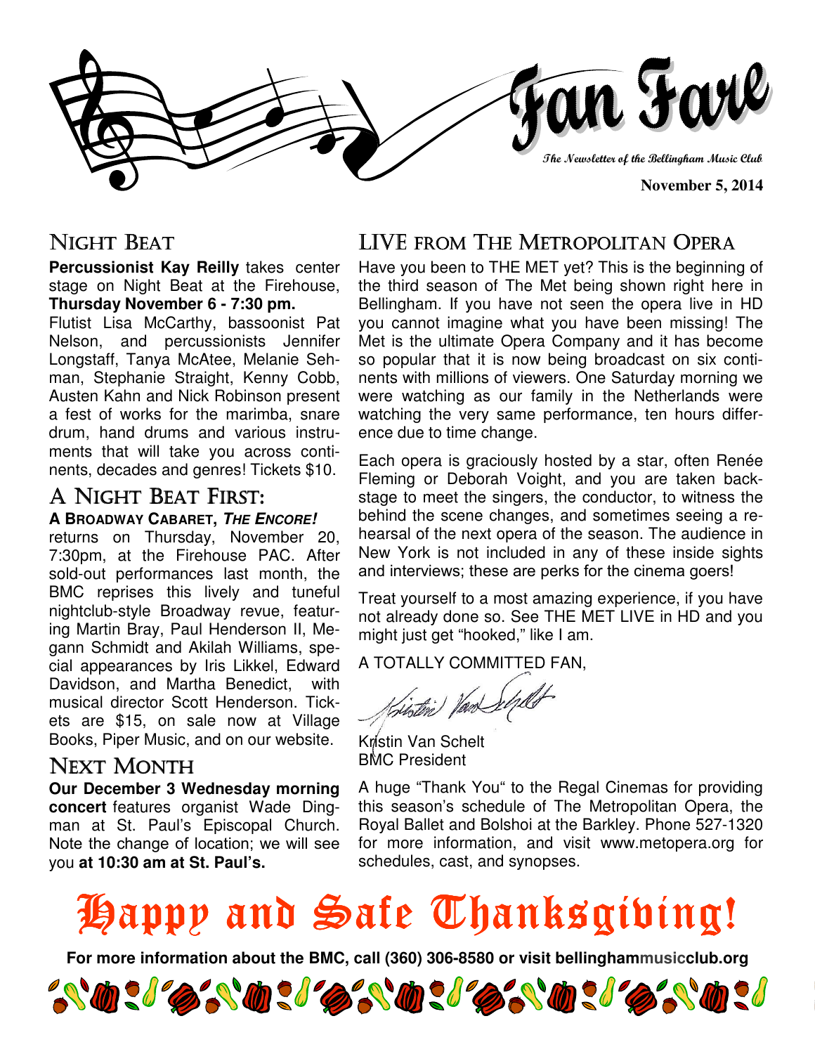# Fan Fare

The Newsletter of the Bellingham Music Club

**November 5, 2014**

## Night Beat

**Percussionist Kay Reilly** takes center stage on Night Beat at the Firehouse, **Thursday November 6 - 7:30 pm.**

Flutist Lisa McCarthy, bassoonist Pat Nelson, and percussionists Jennifer Longstaff, Tanya McAtee, Melanie Sehman, Stephanie Straight, Kenny Cobb, Austen Kahn and Nick Robinson present a fest of works for the marimba, snare drum, hand drums and various instruments that will take you across continents, decades and genres! Tickets $10.

## A Night Beat First:

**A Broadway Cabaret, *The Encore!*** returns on Thursday, November 20, 7:30pm, at the Firehouse PAC. After sold-out performances last month, the BMC reprises this lively and tuneful nightclub-style Broadway revue, featuring Martin Bray, Paul Henderson II, Megann Schmidt and Akilah Williams, special appearances by Iris Likkel, Edward Davidson, and Martha Benedict, with musical director Scott Henderson. Tickets are $15, on sale now at Village Books, Piper Music, and on our website.

## Next Month

**Our December 3 Wednesday morning concert** features organist Wade Dingman at St. Paul's Episcopal Church. Note the change of location; we will see you **at 10:30 am at St. Paul's.**

## LIVE from The Metropolitan Opera

Have you been to THE MET yet? This is the beginning of the third season of The Met being shown right here in Bellingham. If you have not seen the opera live in HD you cannot imagine what you have been missing! The Met is the ultimate Opera Company and it has become so popular that it is now being broadcast on six continents with millions of viewers. One Saturday morning we were watching as our family in the Netherlands were watching the very same performance, ten hours difference due to time change.

Each opera is graciously hosted by a star, often Renée Fleming or Deborah Voight, and you are taken backstage to meet the singers, the conductor, to witness the behind the scene changes, and sometimes seeing a rehearsal of the next opera of the season. The audience in New York is not included in any of these inside sights and interviews; these are perks for the cinema goers!

Treat yourself to a most amazing experience, if you have not already done so. See THE MET LIVE in HD and you might just get "hooked," like I am.

A TOTALLY COMMITTED FAN,

Kristin Van Schelt
BMC President

A huge "Thank You" to the Regal Cinemas for providing this season's schedule of The Metropolitan Opera, the Royal Ballet and Bolshoi at the Barkley. Phone 527-1320 for more information, and visit www.metopera.org for schedules, cast, and synopses.

# Happy and Safe Thanksgiving!

**For more information about the BMC, call (360) 306-8580 or visit bellinghammusicclub.org**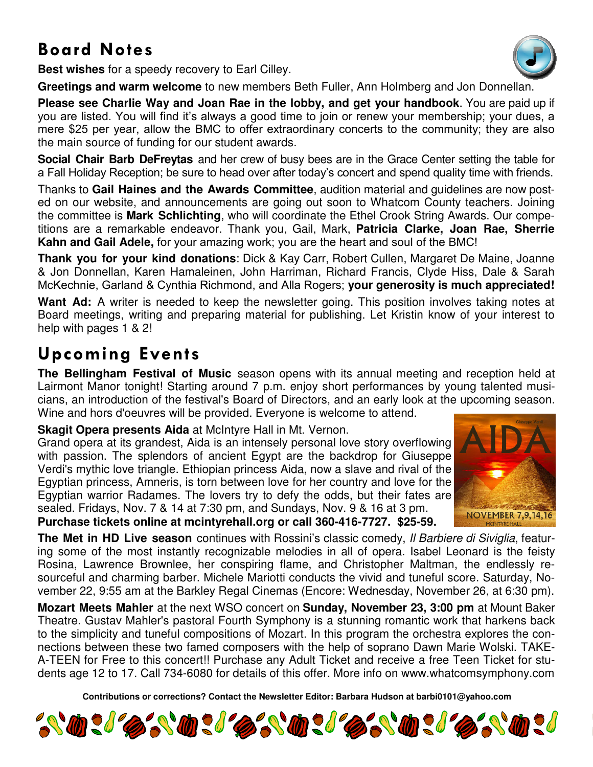# Board Notes

**Best wishes** for a speedy recovery to Earl Cilley.

**Greetings and warm welcome** to new members Beth Fuller, Ann Holmberg and Jon Donnellan.

**Please see Charlie Way and Joan Rae in the lobby, and get your handbook**. You are paid up if you are listed. You will find it's always a good time to join or renew your membership; your dues, a mere $25 per year, allow the BMC to offer extraordinary concerts to the community; they are also the main source of funding for our student awards.

**Social Chair Barb DeFreytas** and her crew of busy bees are in the Grace Center setting the table for a Fall Holiday Reception; be sure to head over after today's concert and spend quality time with friends.

Thanks to **Gail Haines and the Awards Committee**, audition material and guidelines are now posted on our website, and announcements are going out soon to Whatcom County teachers. Joining the committee is **Mark Schlichting**, who will coordinate the Ethel Crook String Awards. Our competitions are a remarkable endeavor. Thank you, Gail, Mark, **Patricia Clarke, Joan Rae, Sherrie Kahn and Gail Adele,** for your amazing work; you are the heart and soul of the BMC!

**Thank you for your kind donations**: Dick & Kay Carr, Robert Cullen, Margaret De Maine, Joanne & Jon Donnellan, Karen Hamaleinen, John Harriman, Richard Francis, Clyde Hiss, Dale & Sarah McKechnie, Garland & Cynthia Richmond, and Alla Rogers; **your generosity is much appreciated!**

**Want Ad:** A writer is needed to keep the newsletter going. This position involves taking notes at Board meetings, writing and preparing material for publishing. Let Kristin know of your interest to help with pages 1 & 2!

# Upcoming Events

**The Bellingham Festival of Music** season opens with its annual meeting and reception held at Lairmont Manor tonight! Starting around 7 p.m. enjoy short performances by young talented musicians, an introduction of the festival's Board of Directors, and an early look at the upcoming season. Wine and hors d'oeuvres will be provided. Everyone is welcome to attend.

**Skagit Opera presents Aida** at McIntyre Hall in Mt. Vernon.
Grand opera at its grandest, Aida is an intensely personal love story overflowing with passion. The splendors of ancient Egypt are the backdrop for Giuseppe Verdi's mythic love triangle. Ethiopian princess Aida, now a slave and rival of the Egyptian princess, Amneris, is torn between love for her country and love for the Egyptian warrior Radames. The lovers try to defy the odds, but their fates are sealed. Fridays, Nov. 7 & 14 at 7:30 pm, and Sundays, Nov. 9 & 16 at 3 pm.
**Purchase tickets online at mcintyrehall.org or call 360-416-7727. $25-59.**

**The Met in HD Live season** continues with Rossini's classic comedy, *Il Barbiere di Siviglia*, featuring some of the most instantly recognizable melodies in all of opera. Isabel Leonard is the feisty Rosina, Lawrence Brownlee, her conspiring flame, and Christopher Maltman, the endlessly resourceful and charming barber. Michele Mariotti conducts the vivid and tuneful score. Saturday, November 22, 9:55 am at the Barkley Regal Cinemas (Encore: Wednesday, November 26, at 6:30 pm).

**Mozart Meets Mahler** at the next WSO concert on **Sunday, November 23, 3:00 pm** at Mount Baker Theatre. Gustav Mahler's pastoral Fourth Symphony is a stunning romantic work that harkens back to the simplicity and tuneful compositions of Mozart. In this program the orchestra explores the connections between these two famed composers with the help of soprano Dawn Marie Wolski. TAKE-A-TEEN for Free to this concert!! Purchase any Adult Ticket and receive a free Teen Ticket for students age 12 to 17. Call 734-6080 for details of this offer. More info on www.whatcomsymphony.com

**Contributions or corrections? Contact the Newsletter Editor: Barbara Hudson at barbi0101@yahoo.com**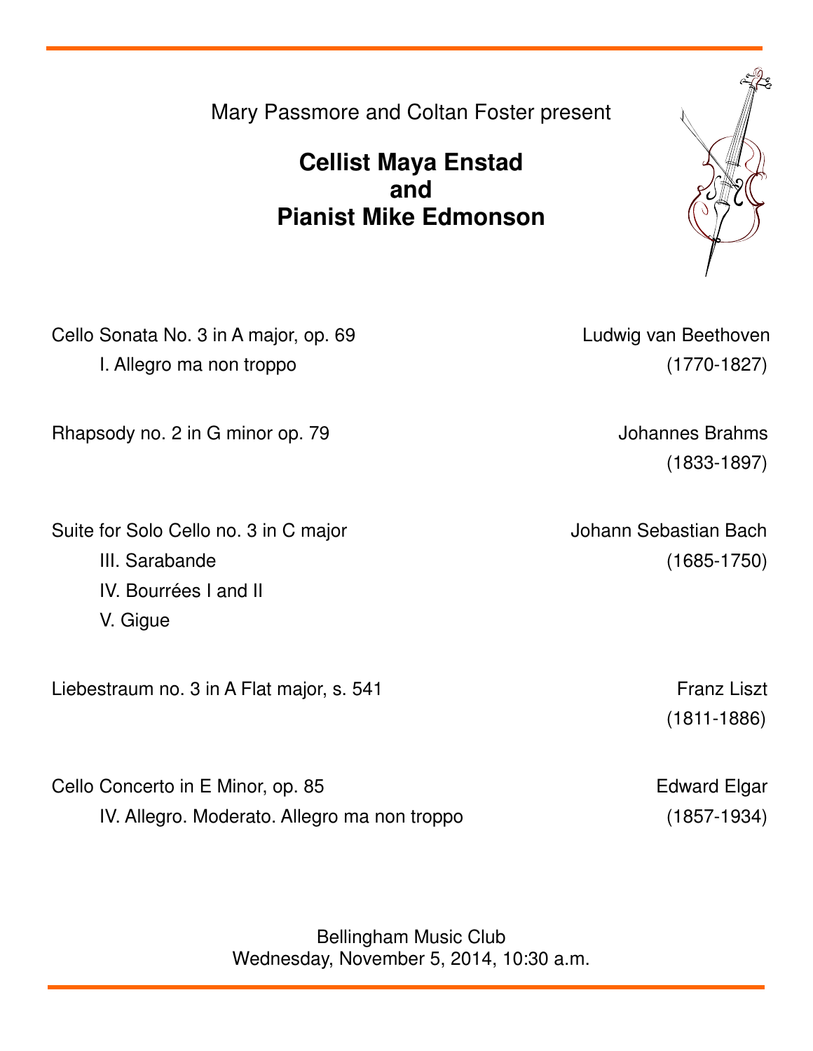Mary Passmore and Coltan Foster present

**Cellist Maya Enstad**
**and**
**Pianist Mike Edmonson**

| | |
|---|---|
| Cello Sonata No. 3 in A major, op. 69 | Ludwig van Beethoven |
| I. Allegro ma non troppo | (1770-1827) |
| | |
| Rhapsody no. 2 in G minor op. 79 | Johannes Brahms |
| | (1833-1897) |
| | |
| Suite for Solo Cello no. 3 in C major | Johann Sebastian Bach |
| III. Sarabande | (1685-1750) |
| IV. Bourrées I and II | |
| V. Gigue | |
| | |
| Liebestraum no. 3 in A Flat major, s. 541 | Franz Liszt |
| | (1811-1886) |
| | |
| Cello Concerto in E Minor, op. 85 | Edward Elgar |
| IV. Allegro. Moderato. Allegro ma non troppo | (1857-1934) |

Bellingham Music Club
Wednesday, November 5, 2014, 10:30 a.m.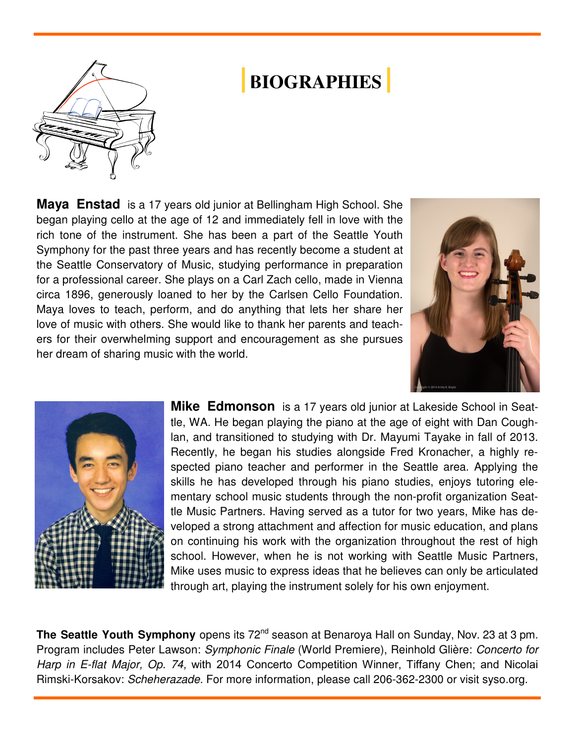# BIOGRAPHIES

**Maya Enstad** is a 17 years old junior at Bellingham High School. She began playing cello at the age of 12 and immediately fell in love with the rich tone of the instrument. She has been a part of the Seattle Youth Symphony for the past three years and has recently become a student at the Seattle Conservatory of Music, studying performance in preparation for a professional career. She plays on a Carl Zach cello, made in Vienna circa 1896, generously loaned to her by the Carlsen Cello Foundation. Maya loves to teach, perform, and do anything that lets her share her love of music with others. She would like to thank her parents and teachers for their overwhelming support and encouragement as she pursues her dream of sharing music with the world.

**Mike Edmonson** is a 17 years old junior at Lakeside School in Seattle, WA. He began playing the piano at the age of eight with Dan Coughlan, and transitioned to studying with Dr. Mayumi Tayake in fall of 2013. Recently, he began his studies alongside Fred Kronacher, a highly respected piano teacher and performer in the Seattle area. Applying the skills he has developed through his piano studies, enjoys tutoring elementary school music students through the non-profit organization Seattle Music Partners. Having served as a tutor for two years, Mike has developed a strong attachment and affection for music education, and plans on continuing his work with the organization throughout the rest of high school. However, when he is not working with Seattle Music Partners, Mike uses music to express ideas that he believes can only be articulated through art, playing the instrument solely for his own enjoyment.

**The Seattle Youth Symphony** opens its 72nd season at Benaroya Hall on Sunday, Nov. 23 at 3 pm. Program includes Peter Lawson: *Symphonic Finale* (World Premiere), Reinhold Glière: *Concerto for Harp in E-flat Major, Op. 74,* with 2014 Concerto Competition Winner, Tiffany Chen; and Nicolai Rimski-Korsakov: *Scheherazade.* For more information, please call 206-362-2300 or visit syso.org.